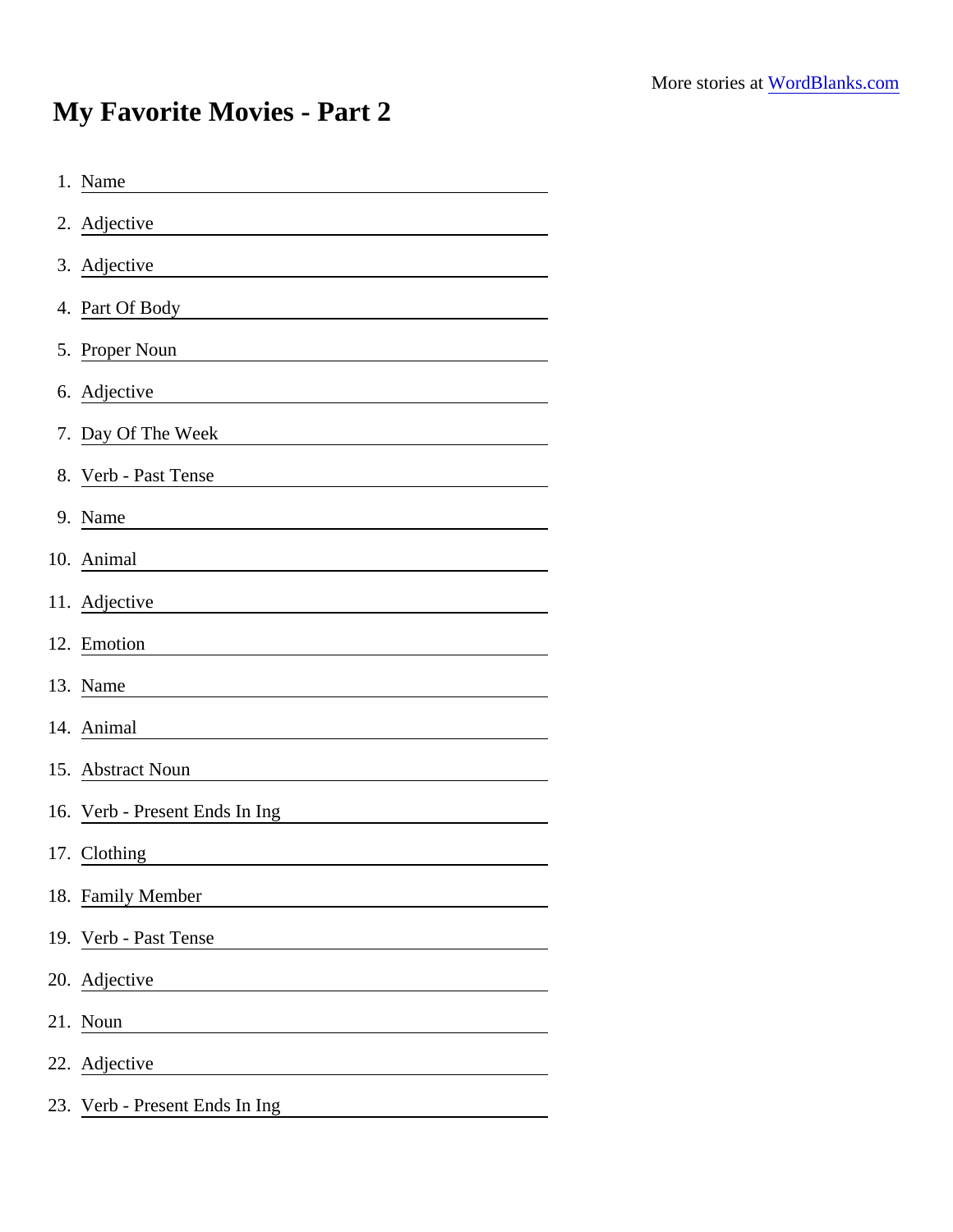More stories at WordBlanks.com

# My Favorite Movies - Part 2

1. Name ______________________
2. Adjective ______________________
3. Adjective ______________________
4. Part Of Body ______________________
5. Proper Noun ______________________
6. Adjective ______________________
7. Day Of The Week ______________________
8. Verb - Past Tense ______________________
9. Name ______________________
10. Animal ______________________
11. Adjective ______________________
12. Emotion ______________________
13. Name ______________________
14. Animal ______________________
15. Abstract Noun ______________________
16. Verb - Present Ends In Ing ______________________
17. Clothing ______________________
18. Family Member ______________________
19. Verb - Past Tense ______________________
20. Adjective ______________________
21. Noun ______________________
22. Adjective ______________________
23. Verb - Present Ends In Ing ______________________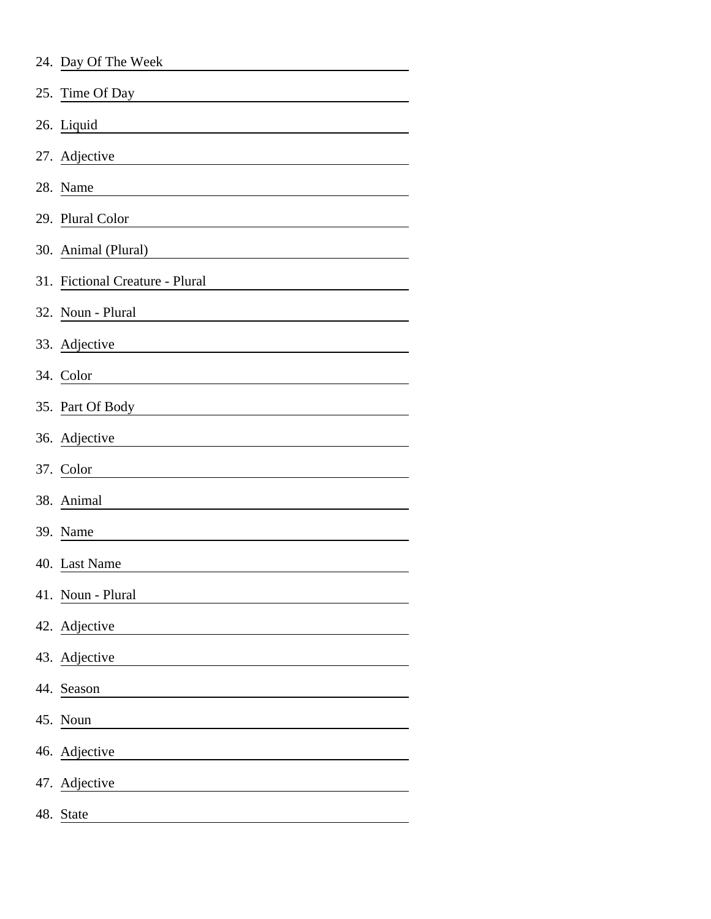24. Day Of The Week ______________________
25. Time Of Day ______________________
26. Liquid ______________________
27. Adjective ______________________
28. Name ______________________
29. Plural Color ______________________
30. Animal (Plural) ______________________
31. Fictional Creature - Plural ______________________
32. Noun - Plural ______________________
33. Adjective ______________________
34. Color ______________________
35. Part Of Body ______________________
36. Adjective ______________________
37. Color ______________________
38. Animal ______________________
39. Name ______________________
40. Last Name ______________________
41. Noun - Plural ______________________
42. Adjective ______________________
43. Adjective ______________________
44. Season ______________________
45. Noun ______________________
46. Adjective ______________________
47. Adjective ______________________
48. State ______________________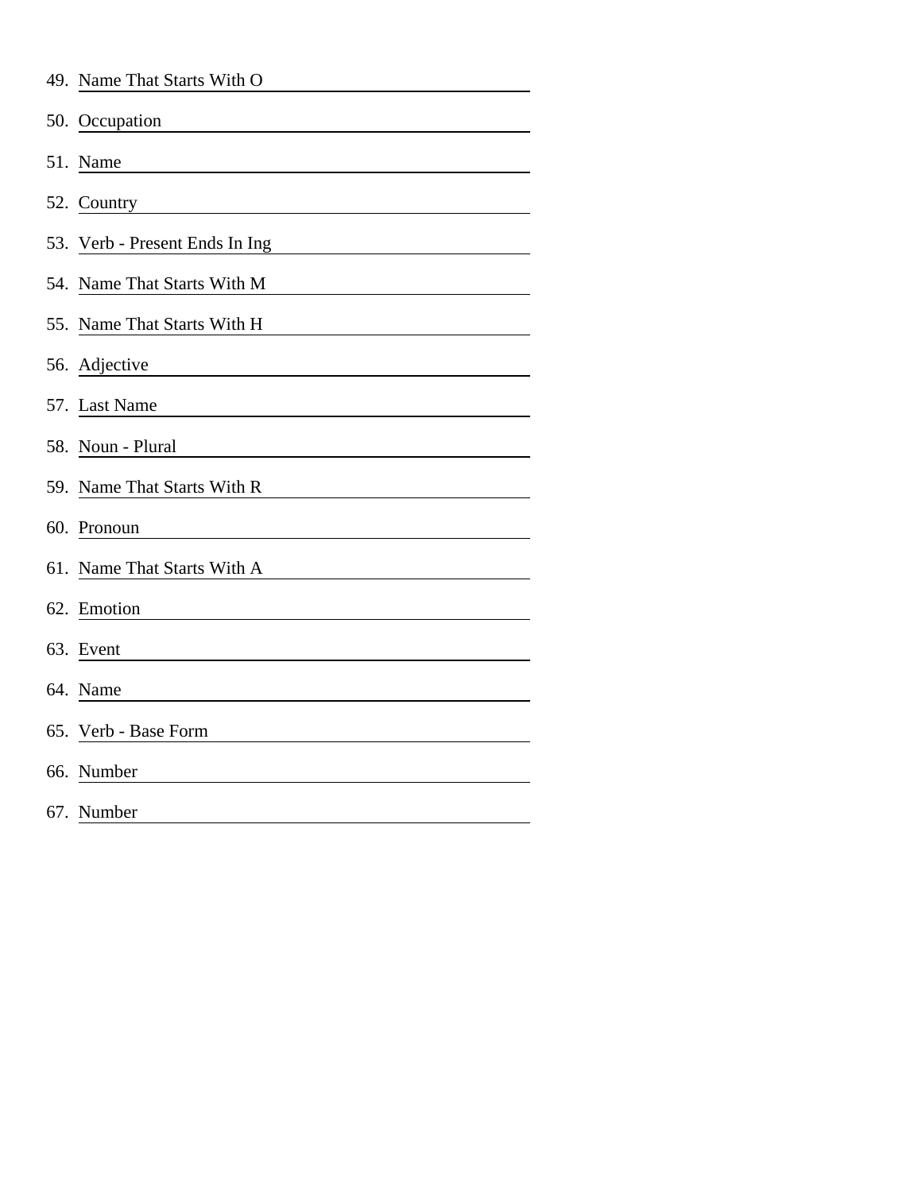49. Name That Starts With O \_\_\_\_\_\_\_\_\_\_\_\_\_\_\_\_\_\_\_\_
50. Occupation \_\_\_\_\_\_\_\_\_\_\_\_\_\_\_\_\_\_\_\_
51. Name \_\_\_\_\_\_\_\_\_\_\_\_\_\_\_\_\_\_\_\_
52. Country \_\_\_\_\_\_\_\_\_\_\_\_\_\_\_\_\_\_\_\_
53. Verb - Present Ends In Ing \_\_\_\_\_\_\_\_\_\_\_\_\_\_\_\_\_\_\_\_
54. Name That Starts With M \_\_\_\_\_\_\_\_\_\_\_\_\_\_\_\_\_\_\_\_
55. Name That Starts With H \_\_\_\_\_\_\_\_\_\_\_\_\_\_\_\_\_\_\_\_
56. Adjective \_\_\_\_\_\_\_\_\_\_\_\_\_\_\_\_\_\_\_\_
57. Last Name \_\_\_\_\_\_\_\_\_\_\_\_\_\_\_\_\_\_\_\_
58. Noun - Plural \_\_\_\_\_\_\_\_\_\_\_\_\_\_\_\_\_\_\_\_
59. Name That Starts With R \_\_\_\_\_\_\_\_\_\_\_\_\_\_\_\_\_\_\_\_
60. Pronoun \_\_\_\_\_\_\_\_\_\_\_\_\_\_\_\_\_\_\_\_
61. Name That Starts With A \_\_\_\_\_\_\_\_\_\_\_\_\_\_\_\_\_\_\_\_
62. Emotion \_\_\_\_\_\_\_\_\_\_\_\_\_\_\_\_\_\_\_\_
63. Event \_\_\_\_\_\_\_\_\_\_\_\_\_\_\_\_\_\_\_\_
64. Name \_\_\_\_\_\_\_\_\_\_\_\_\_\_\_\_\_\_\_\_
65. Verb - Base Form \_\_\_\_\_\_\_\_\_\_\_\_\_\_\_\_\_\_\_\_
66. Number \_\_\_\_\_\_\_\_\_\_\_\_\_\_\_\_\_\_\_\_
67. Number \_\_\_\_\_\_\_\_\_\_\_\_\_\_\_\_\_\_\_\_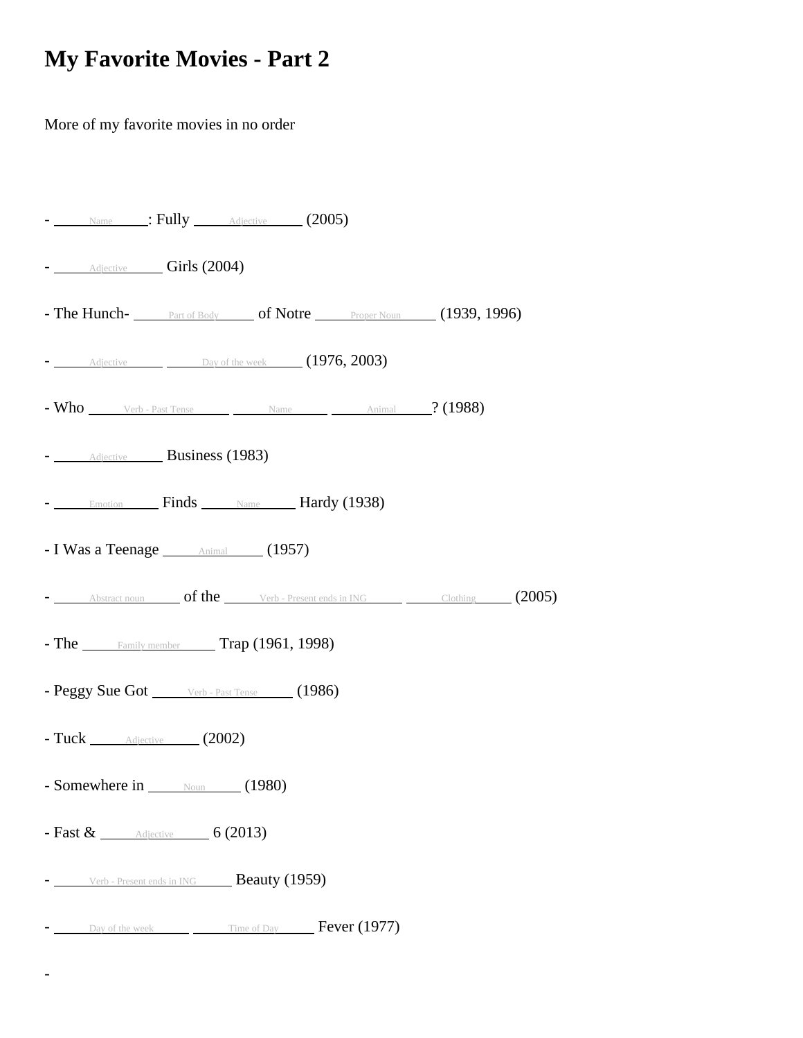# My Favorite Movies - Part 2

More of my favorite movies in no order

- \_\_\_\_Name\_\_\_\_: Fully \_\_\_\_Adjective\_\_\_\_ (2005)
- \_\_\_\_Adjective\_\_\_\_ Girls (2004)
- The Hunch- \_\_\_\_Part of Body\_\_\_\_ of Notre \_\_\_\_Proper Noun\_\_\_\_ (1939, 1996)
- \_\_\_\_Adjective\_\_\_\_ \_\_\_\_Day of the week\_\_\_\_ (1976, 2003)
- Who \_\_\_\_Verb - Past Tense\_\_\_\_ \_\_\_\_Name\_\_\_\_ \_\_\_\_Animal\_\_\_\_? (1988)
- \_\_\_\_Adjective\_\_\_\_ Business (1983)
- \_\_\_\_Emotion\_\_\_\_ Finds \_\_\_\_Name\_\_\_\_ Hardy (1938)
- I Was a Teenage \_\_\_\_Animal\_\_\_\_ (1957)
- \_\_\_\_Abstract noun\_\_\_\_ of the \_\_\_\_Verb - Present ends in ING\_\_\_\_ \_\_\_\_Clothing\_\_\_\_ (2005)
- The \_\_\_\_Family member\_\_\_\_ Trap (1961, 1998)
- Peggy Sue Got \_\_\_\_Verb - Past Tense\_\_\_\_ (1986)
- Tuck \_\_\_\_Adjective\_\_\_\_ (2002)
- Somewhere in \_\_\_\_Noun\_\_\_\_ (1980)
- Fast & \_\_\_\_Adjective\_\_\_\_ 6 (2013)
- \_\_\_\_Verb - Present ends in ING\_\_\_\_ Beauty (1959)
- \_\_\_\_Day of the week\_\_\_\_ \_\_\_\_Time of Day\_\_\_\_ Fever (1977)
-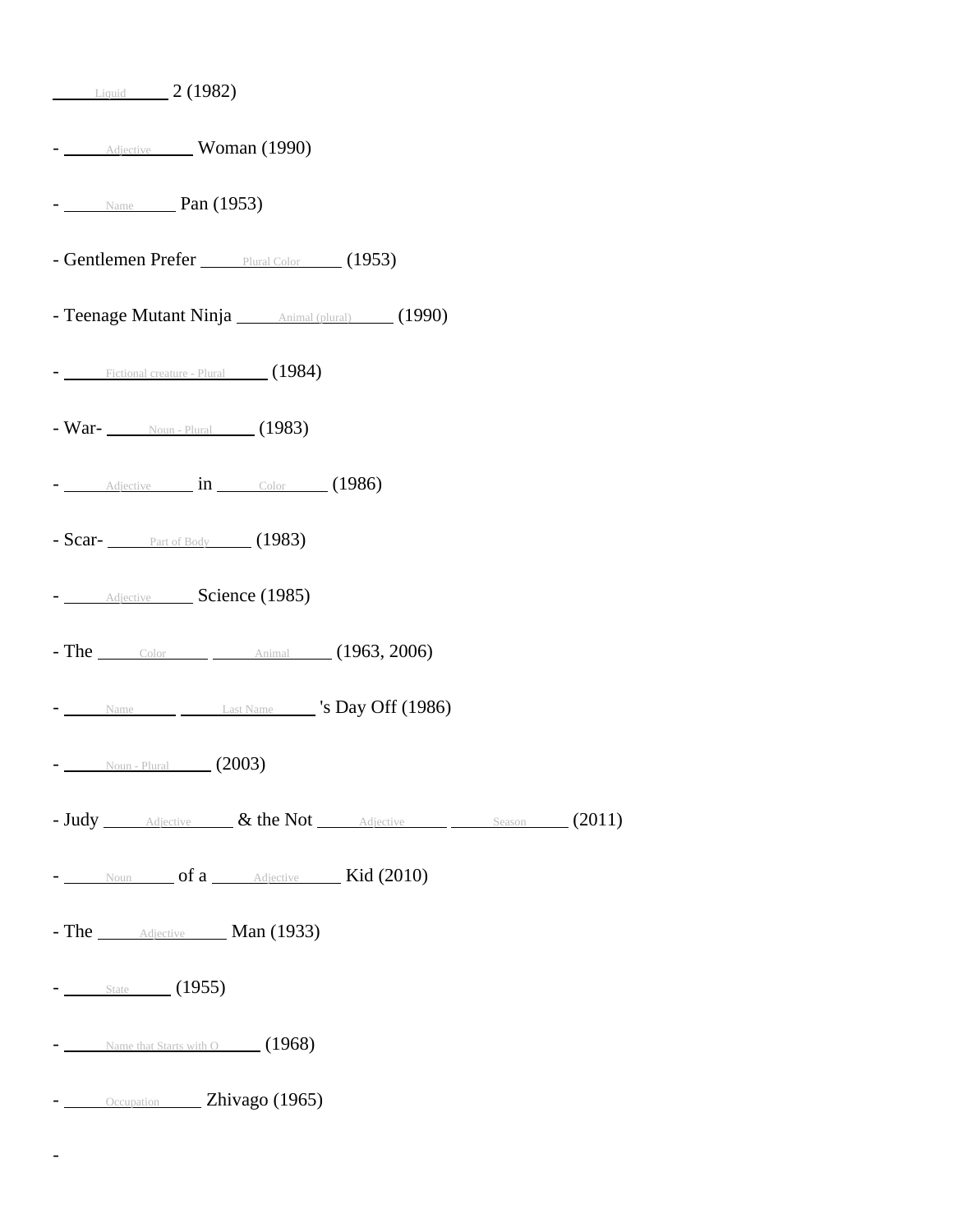_____Liquid_____ 2 (1982)

- _____Adjective_____ Woman (1990)

- _____Name_____ Pan (1953)

- Gentlemen Prefer _____Plural Color_____ (1953)

- Teenage Mutant Ninja _____Animal (plural)_____ (1990)

- _____Fictional creature - Plural_____ (1984)

- War- _____Noun - Plural_____ (1983)

- _____Adjective_____ in _____Color_____ (1986)

- Scar- _____Part of Body_____ (1983)

- _____Adjective_____ Science (1985)

- The _____Color_____ _____Animal_____ (1963, 2006)

- _____Name_____ _____Last Name_____ 's Day Off (1986)

- _____Noun - Plural_____ (2003)

- Judy _____Adjective_____ & the Not _____Adjective_____ _____Season_____ (2011)

- _____Noun_____ of a _____Adjective_____ Kid (2010)

- The _____Adjective_____ Man (1933)

- _____State_____ (1955)

- _____Name that Starts with O_____ (1968)

- _____Occupation_____ Zhivago (1965)

-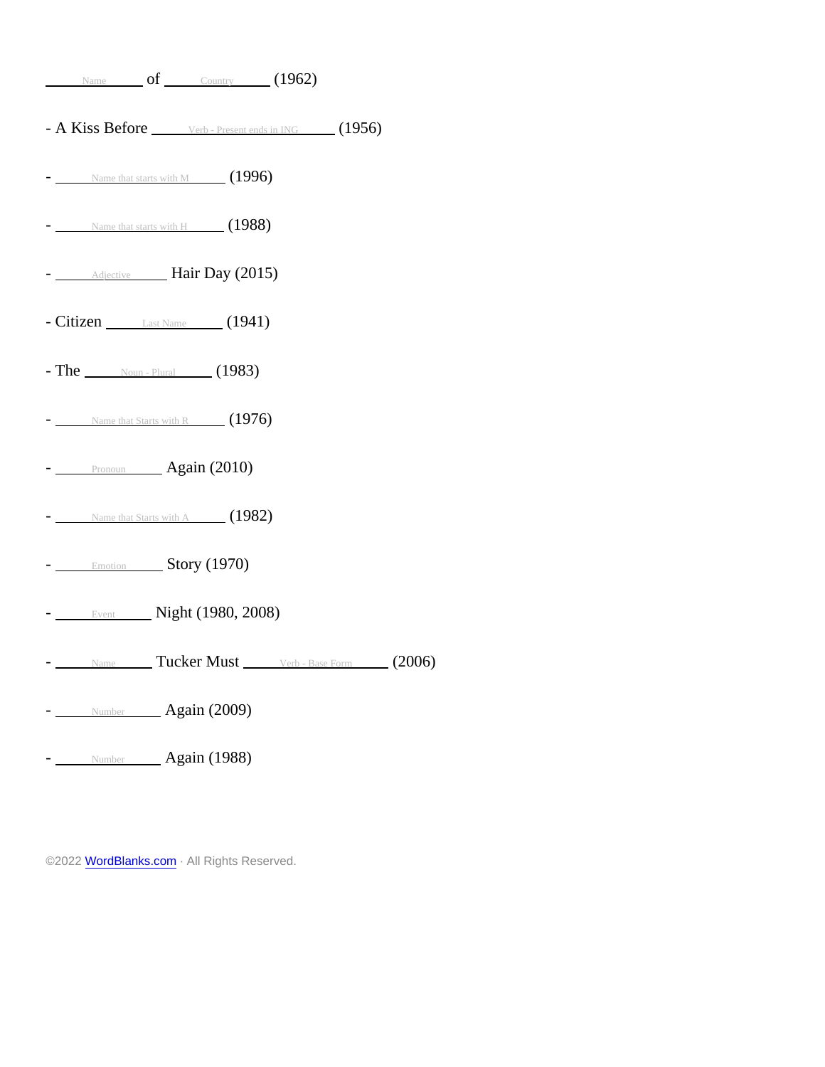______Name______ of ______Country______ (1962)

- A Kiss Before ______Verb - Present ends in ING______ (1956)

- ______Name that starts with M______ (1996)

- ______Name that starts with H______ (1988)

- ______Adjective______ Hair Day (2015)

- Citizen ______Last Name______ (1941)

- The ______Noun - Plural______ (1983)

- ______Name that Starts with R______ (1976)

- ______Pronoun______ Again (2010)

- ______Name that Starts with A______ (1982)

- ______Emotion______ Story (1970)

- ______Event______ Night (1980, 2008)

- ______Name______ Tucker Must ______Verb - Base Form______ (2006)

- ______Number______ Again (2009)

- ______Number______ Again (1988)

©2022 WordBlanks.com · All Rights Reserved.